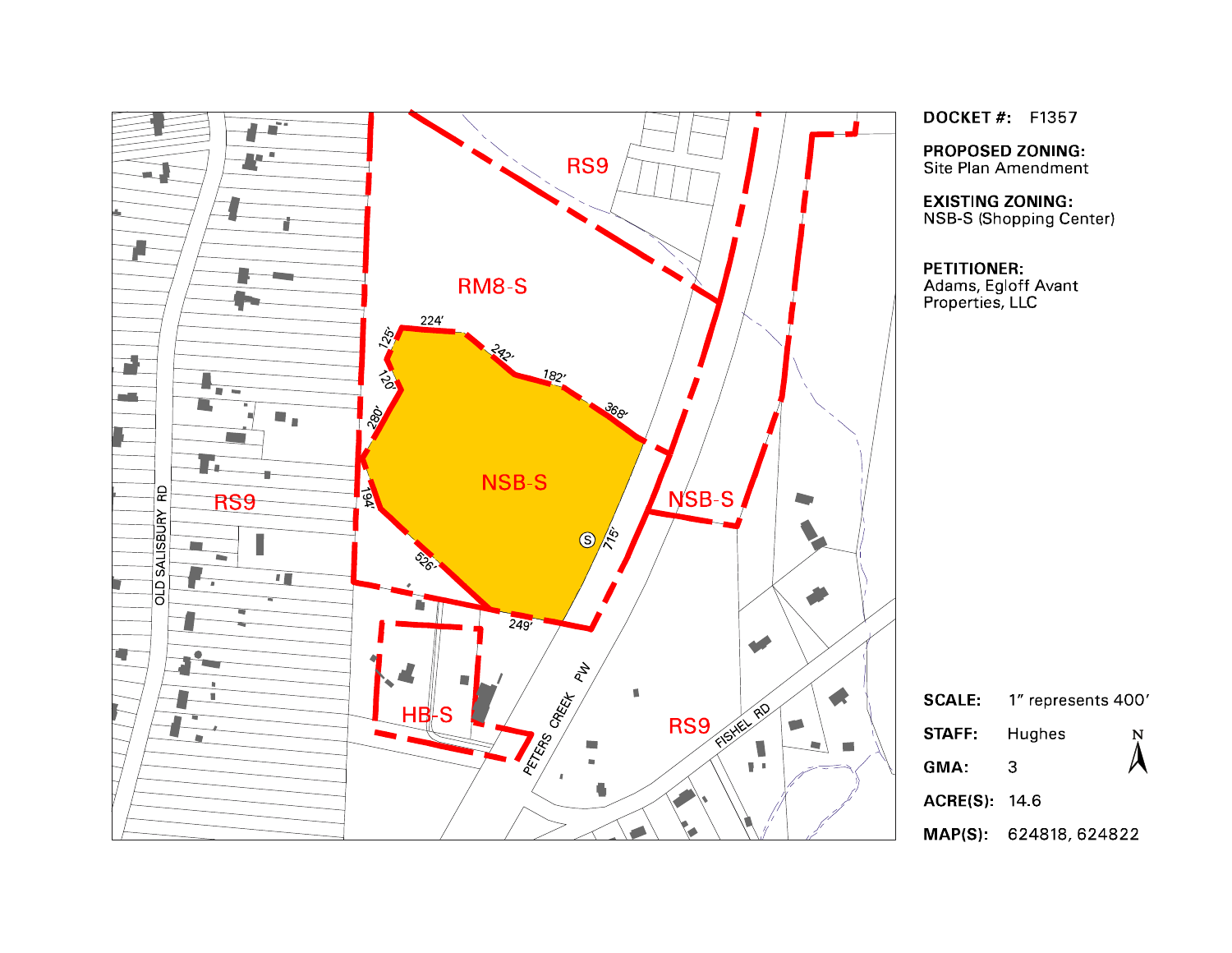**DOCKET #:** F1357

**PROPOSED ZONING:**
Site Plan Amendment

**EXISTING ZONING:**
NSB-S (Shopping Center)

**PETITIONER:**
Adams, Egloff Avant Properties, LLC

RS9

RM8-S

NSB-S

NSB-S

RS9

HB-S

RS9

OLD SALISBURY RD

PETERS CREEK PW

FISHEL RD

224' 125' 242' 182' 120' 368' 280' 194' 526' 715' 249'

**SCALE:** 1" represents 400'

**STAFF:** Hughes

**GMA:** 3

**ACRE(S):** 14.6

**MAP(S):** 624818, 624822

N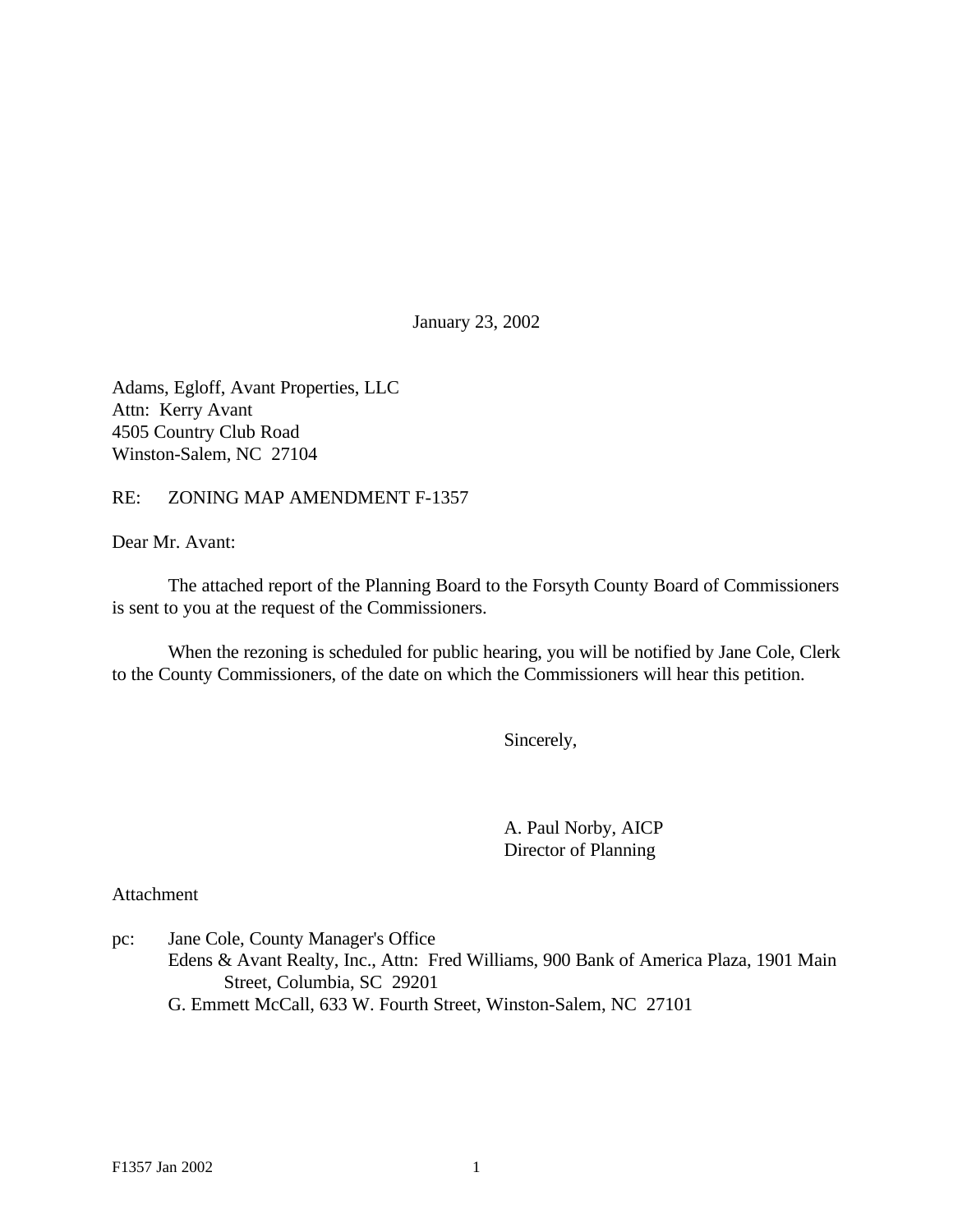January 23, 2002

Adams, Egloff, Avant Properties, LLC
Attn: Kerry Avant
4505 Country Club Road
Winston-Salem, NC 27104

RE: ZONING MAP AMENDMENT F-1357

Dear Mr. Avant:

The attached report of the Planning Board to the Forsyth County Board of Commissioners is sent to you at the request of the Commissioners.

When the rezoning is scheduled for public hearing, you will be notified by Jane Cole, Clerk to the County Commissioners, of the date on which the Commissioners will hear this petition.

Sincerely,

A. Paul Norby, AICP
Director of Planning

Attachment

pc: Jane Cole, County Manager's Office
Edens & Avant Realty, Inc., Attn: Fred Williams, 900 Bank of America Plaza, 1901 Main Street, Columbia, SC 29201
G. Emmett McCall, 633 W. Fourth Street, Winston-Salem, NC 27101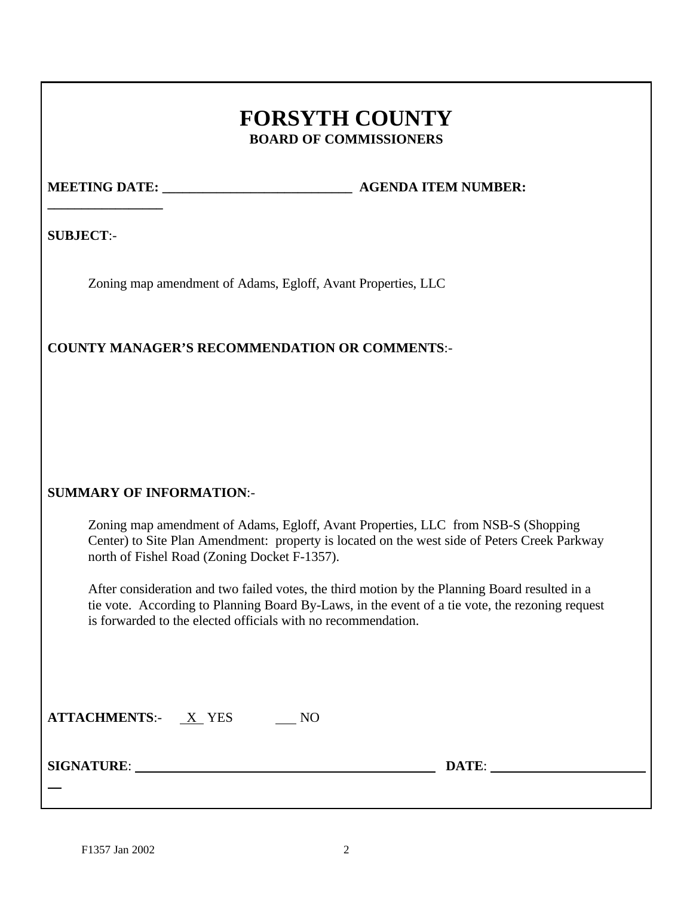# FORSYTH COUNTY

## BOARD OF COMMISSIONERS

**MEETING DATE:** ___________________________ **AGENDA ITEM NUMBER:** _________________

**SUBJECT**:-

Zoning map amendment of Adams, Egloff, Avant Properties, LLC

**COUNTY MANAGER'S RECOMMENDATION OR COMMENTS**:-

**SUMMARY OF INFORMATION**:-

Zoning map amendment of Adams, Egloff, Avant Properties, LLC from NSB-S (Shopping Center) to Site Plan Amendment: property is located on the west side of Peters Creek Parkway north of Fishel Road (Zoning Docket F-1357).

After consideration and two failed votes, the third motion by the Planning Board resulted in a tie vote. According to Planning Board By-Laws, in the event of a tie vote, the rezoning request is forwarded to the elected officials with no recommendation.

**ATTACHMENTS**:- X YES ___ NO

**SIGNATURE**: _______________________________________________ **DATE**: ________________________

F1357 Jan 2002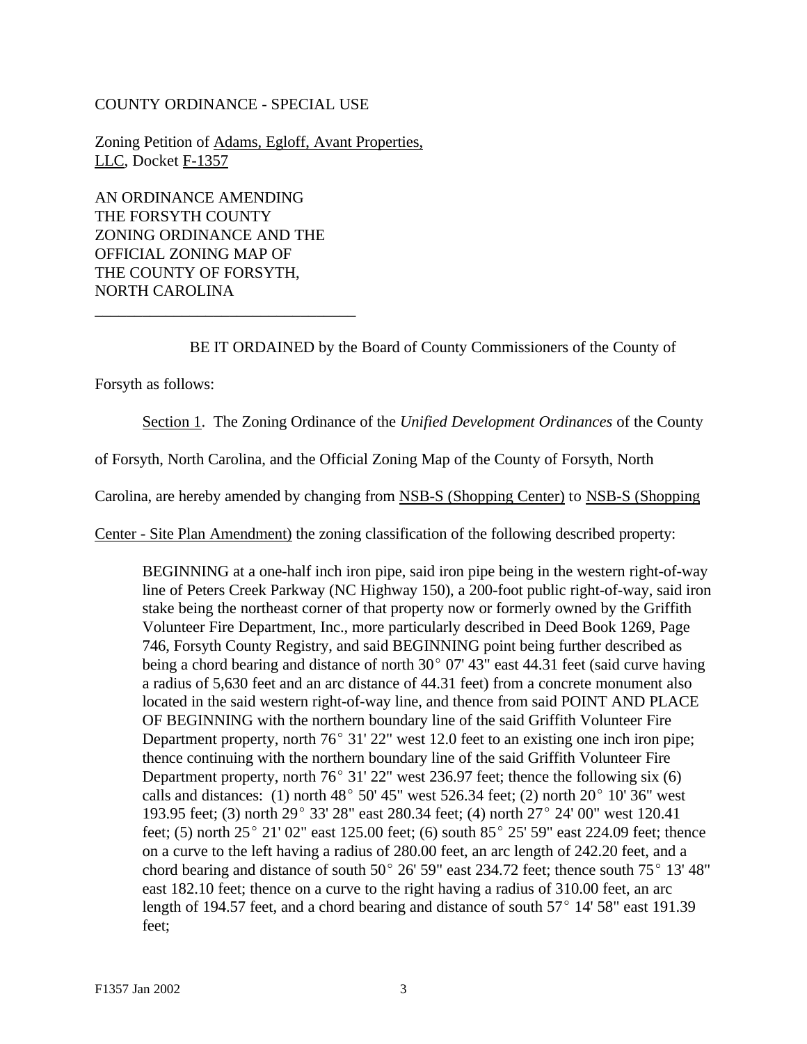COUNTY ORDINANCE - SPECIAL USE

Zoning Petition of Adams, Egloff, Avant Properties, LLC, Docket F-1357

AN ORDINANCE AMENDING THE FORSYTH COUNTY ZONING ORDINANCE AND THE OFFICIAL ZONING MAP OF THE COUNTY OF FORSYTH, NORTH CAROLINA

---

BE IT ORDAINED by the Board of County Commissioners of the County of Forsyth as follows:

Section 1. The Zoning Ordinance of the *Unified Development Ordinances* of the County of Forsyth, North Carolina, and the Official Zoning Map of the County of Forsyth, North Carolina, are hereby amended by changing from NSB-S (Shopping Center) to NSB-S (Shopping Center - Site Plan Amendment) the zoning classification of the following described property:

> BEGINNING at a one-half inch iron pipe, said iron pipe being in the western right-of-way line of Peters Creek Parkway (NC Highway 150), a 200-foot public right-of-way, said iron stake being the northeast corner of that property now or formerly owned by the Griffith Volunteer Fire Department, Inc., more particularly described in Deed Book 1269, Page 746, Forsyth County Registry, and said BEGINNING point being further described as being a chord bearing and distance of north 30° 07' 43" east 44.31 feet (said curve having a radius of 5,630 feet and an arc distance of 44.31 feet) from a concrete monument also located in the said western right-of-way line, and thence from said POINT AND PLACE OF BEGINNING with the northern boundary line of the said Griffith Volunteer Fire Department property, north 76° 31' 22" west 12.0 feet to an existing one inch iron pipe; thence continuing with the northern boundary line of the said Griffith Volunteer Fire Department property, north 76° 31' 22" west 236.97 feet; thence the following six (6) calls and distances: (1) north 48° 50' 45" west 526.34 feet; (2) north 20° 10' 36" west 193.95 feet; (3) north 29° 33' 28" east 280.34 feet; (4) north 27° 24' 00" west 120.41 feet; (5) north 25° 21' 02" east 125.00 feet; (6) south 85° 25' 59" east 224.09 feet; thence on a curve to the left having a radius of 280.00 feet, an arc length of 242.20 feet, and a chord bearing and distance of south 50° 26' 59" east 234.72 feet; thence south 75° 13' 48" east 182.10 feet; thence on a curve to the right having a radius of 310.00 feet, an arc length of 194.57 feet, and a chord bearing and distance of south 57° 14' 58" east 191.39 feet;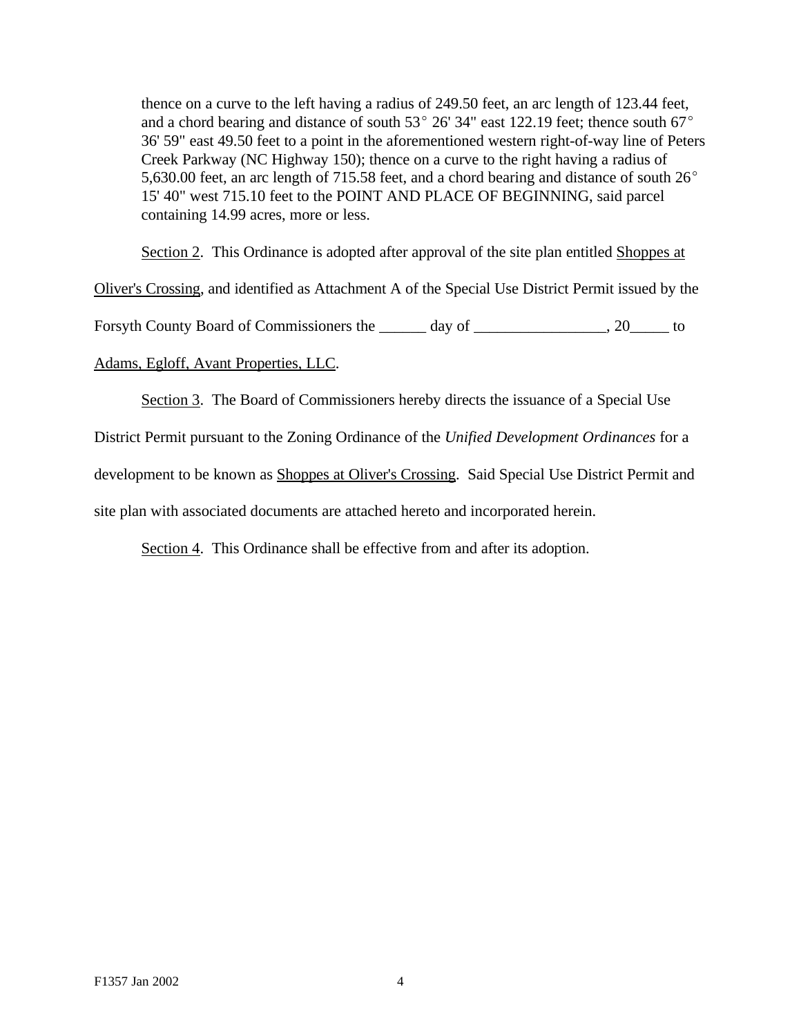thence on a curve to the left having a radius of 249.50 feet, an arc length of 123.44 feet, and a chord bearing and distance of south 53° 26' 34" east 122.19 feet; thence south 67° 36' 59" east 49.50 feet to a point in the aforementioned western right-of-way line of Peters Creek Parkway (NC Highway 150); thence on a curve to the right having a radius of 5,630.00 feet, an arc length of 715.58 feet, and a chord bearing and distance of south 26° 15' 40" west 715.10 feet to the POINT AND PLACE OF BEGINNING, said parcel containing 14.99 acres, more or less.

Section 2. This Ordinance is adopted after approval of the site plan entitled Shoppes at Oliver's Crossing, and identified as Attachment A of the Special Use District Permit issued by the Forsyth County Board of Commissioners the ______ day of _________________, 20_____ to Adams, Egloff, Avant Properties, LLC.

Section 3. The Board of Commissioners hereby directs the issuance of a Special Use District Permit pursuant to the Zoning Ordinance of the *Unified Development Ordinances* for a development to be known as Shoppes at Oliver's Crossing. Said Special Use District Permit and site plan with associated documents are attached hereto and incorporated herein.

Section 4. This Ordinance shall be effective from and after its adoption.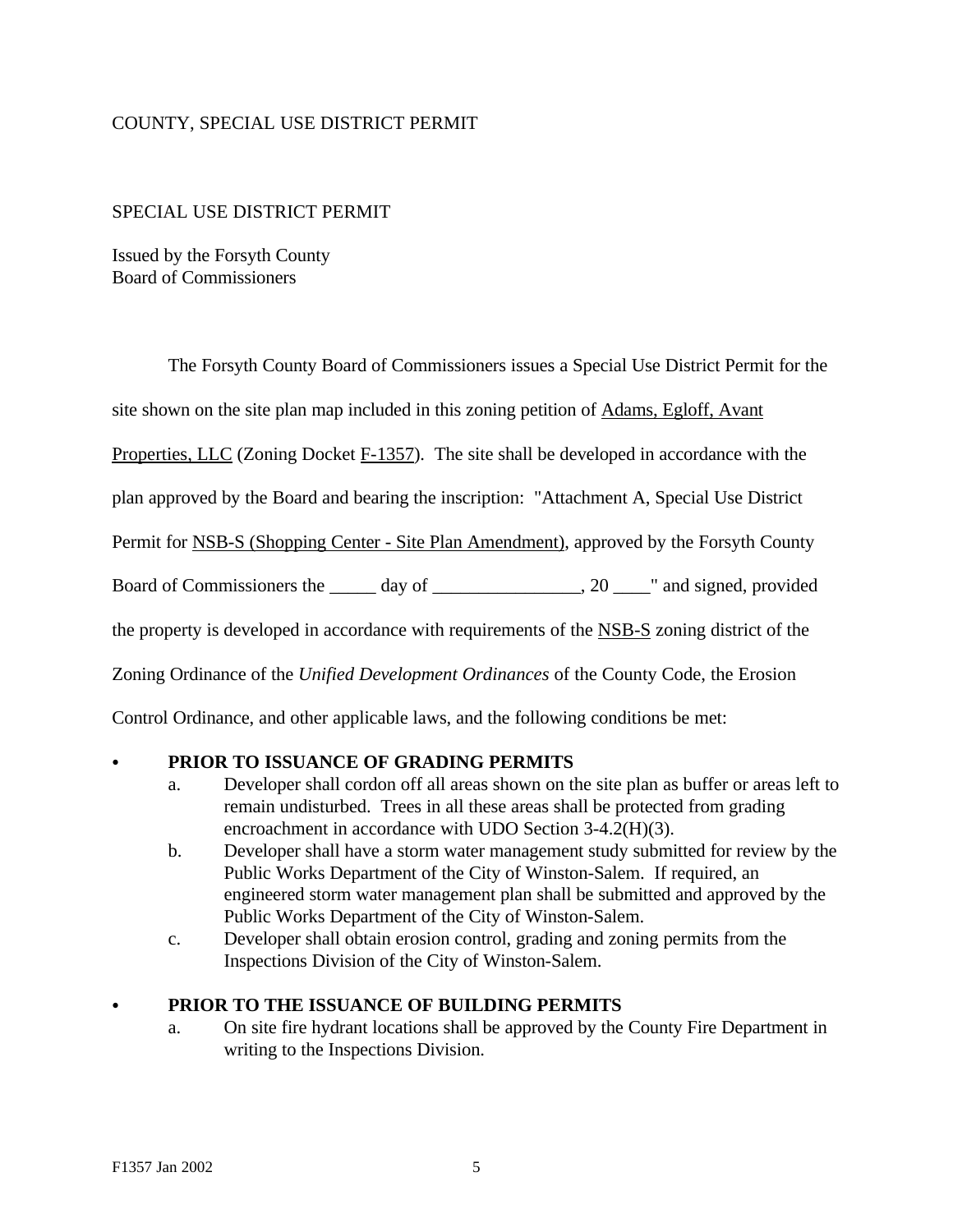COUNTY, SPECIAL USE DISTRICT PERMIT

SPECIAL USE DISTRICT PERMIT

Issued by the Forsyth County
Board of Commissioners

The Forsyth County Board of Commissioners issues a Special Use District Permit for the site shown on the site plan map included in this zoning petition of Adams, Egloff, Avant Properties, LLC (Zoning Docket F-1357). The site shall be developed in accordance with the plan approved by the Board and bearing the inscription: "Attachment A, Special Use District Permit for NSB-S (Shopping Center - Site Plan Amendment), approved by the Forsyth County Board of Commissioners the _____ day of ________________, 20 ____" and signed, provided the property is developed in accordance with requirements of the NSB-S zoning district of the Zoning Ordinance of the *Unified Development Ordinances* of the County Code, the Erosion Control Ordinance, and other applicable laws, and the following conditions be met:

- **PRIOR TO ISSUANCE OF GRADING PERMITS**
  a. Developer shall cordon off all areas shown on the site plan as buffer or areas left to remain undisturbed. Trees in all these areas shall be protected from grading encroachment in accordance with UDO Section 3-4.2(H)(3).
  b. Developer shall have a storm water management study submitted for review by the Public Works Department of the City of Winston-Salem. If required, an engineered storm water management plan shall be submitted and approved by the Public Works Department of the City of Winston-Salem.
  c. Developer shall obtain erosion control, grading and zoning permits from the Inspections Division of the City of Winston-Salem.

- **PRIOR TO THE ISSUANCE OF BUILDING PERMITS**
  a. On site fire hydrant locations shall be approved by the County Fire Department in writing to the Inspections Division.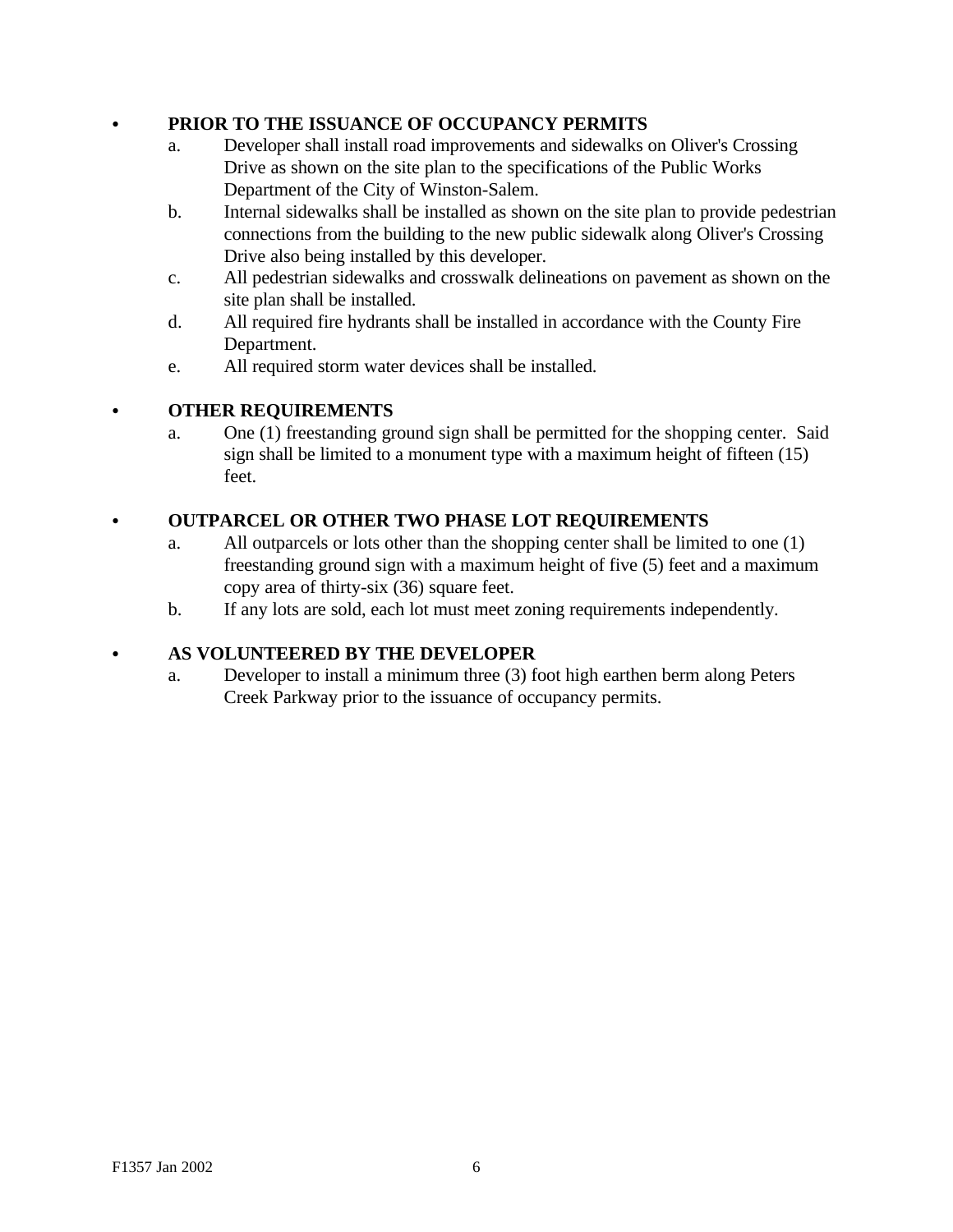- **PRIOR TO THE ISSUANCE OF OCCUPANCY PERMITS**
  - a. Developer shall install road improvements and sidewalks on Oliver's Crossing Drive as shown on the site plan to the specifications of the Public Works Department of the City of Winston-Salem.
  - b. Internal sidewalks shall be installed as shown on the site plan to provide pedestrian connections from the building to the new public sidewalk along Oliver's Crossing Drive also being installed by this developer.
  - c. All pedestrian sidewalks and crosswalk delineations on pavement as shown on the site plan shall be installed.
  - d. All required fire hydrants shall be installed in accordance with the County Fire Department.
  - e. All required storm water devices shall be installed.

- **OTHER REQUIREMENTS**
  - a. One (1) freestanding ground sign shall be permitted for the shopping center. Said sign shall be limited to a monument type with a maximum height of fifteen (15) feet.

- **OUTPARCEL OR OTHER TWO PHASE LOT REQUIREMENTS**
  - a. All outparcels or lots other than the shopping center shall be limited to one (1) freestanding ground sign with a maximum height of five (5) feet and a maximum copy area of thirty-six (36) square feet.
  - b. If any lots are sold, each lot must meet zoning requirements independently.

- **AS VOLUNTEERED BY THE DEVELOPER**
  - a. Developer to install a minimum three (3) foot high earthen berm along Peters Creek Parkway prior to the issuance of occupancy permits.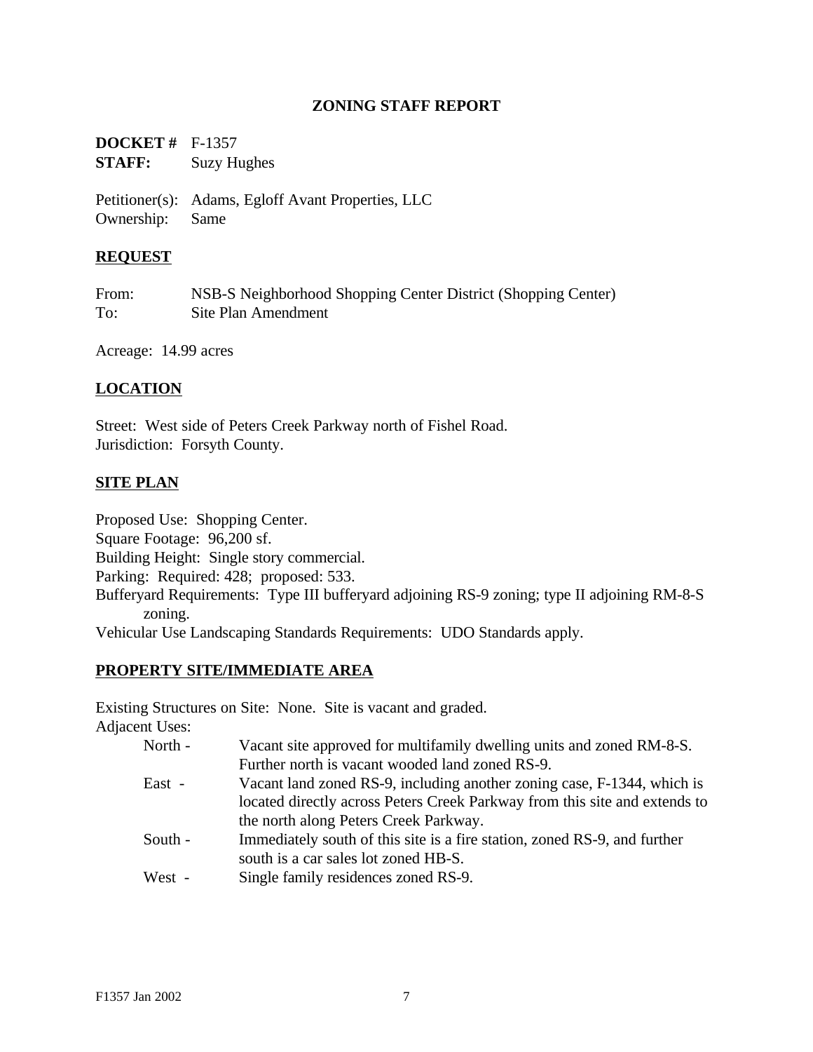## ZONING STAFF REPORT

**DOCKET #** F-1357
**STAFF:** Suzy Hughes

Petitioner(s): Adams, Egloff Avant Properties, LLC
Ownership: Same

### REQUEST

From: NSB-S Neighborhood Shopping Center District (Shopping Center)
To: Site Plan Amendment

Acreage: 14.99 acres

### LOCATION

Street: West side of Peters Creek Parkway north of Fishel Road.
Jurisdiction: Forsyth County.

### SITE PLAN

Proposed Use: Shopping Center.
Square Footage: 96,200 sf.
Building Height: Single story commercial.
Parking: Required: 428; proposed: 533.
Bufferyard Requirements: Type III bufferyard adjoining RS-9 zoning; type II adjoining RM-8-S zoning.
Vehicular Use Landscaping Standards Requirements: UDO Standards apply.

### PROPERTY SITE/IMMEDIATE AREA

Existing Structures on Site: None. Site is vacant and graded.
Adjacent Uses:

- North - Vacant site approved for multifamily dwelling units and zoned RM-8-S. Further north is vacant wooded land zoned RS-9.
- East - Vacant land zoned RS-9, including another zoning case, F-1344, which is located directly across Peters Creek Parkway from this site and extends to the north along Peters Creek Parkway.
- South - Immediately south of this site is a fire station, zoned RS-9, and further south is a car sales lot zoned HB-S.
- West - Single family residences zoned RS-9.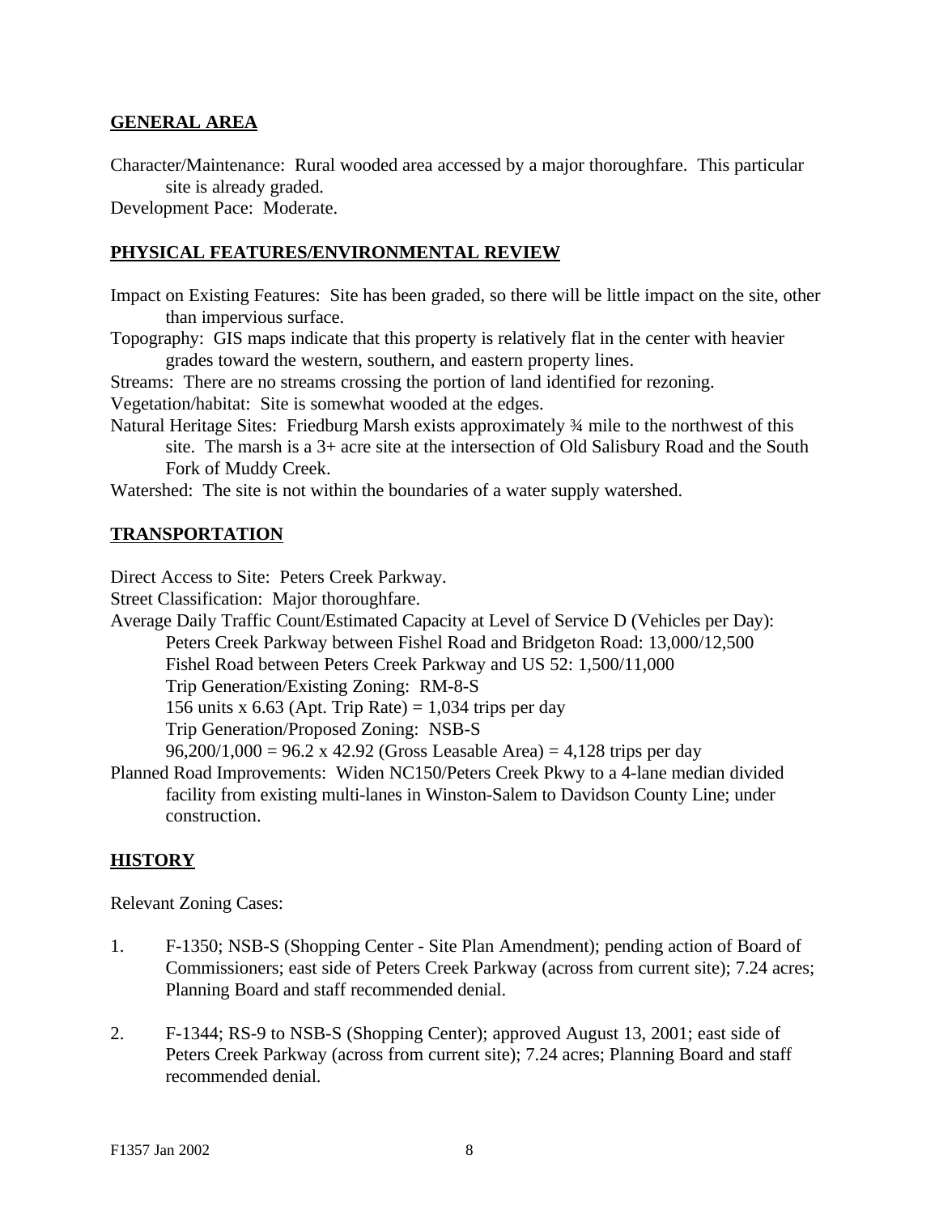## GENERAL AREA

Character/Maintenance: Rural wooded area accessed by a major thoroughfare. This particular site is already graded.

Development Pace: Moderate.

## PHYSICAL FEATURES/ENVIRONMENTAL REVIEW

Impact on Existing Features: Site has been graded, so there will be little impact on the site, other than impervious surface.

Topography: GIS maps indicate that this property is relatively flat in the center with heavier grades toward the western, southern, and eastern property lines.

Streams: There are no streams crossing the portion of land identified for rezoning.

Vegetation/habitat: Site is somewhat wooded at the edges.

Natural Heritage Sites: Friedburg Marsh exists approximately ¾ mile to the northwest of this site. The marsh is a 3+ acre site at the intersection of Old Salisbury Road and the South Fork of Muddy Creek.

Watershed: The site is not within the boundaries of a water supply watershed.

## TRANSPORTATION

Direct Access to Site: Peters Creek Parkway.

Street Classification: Major thoroughfare.

Average Daily Traffic Count/Estimated Capacity at Level of Service D (Vehicles per Day):

Peters Creek Parkway between Fishel Road and Bridgeton Road: 13,000/12,500

Fishel Road between Peters Creek Parkway and US 52: 1,500/11,000

Trip Generation/Existing Zoning: RM-8-S

156 units x 6.63 (Apt. Trip Rate) = 1,034 trips per day

Trip Generation/Proposed Zoning: NSB-S

96,200/1,000 = 96.2 x 42.92 (Gross Leasable Area) = 4,128 trips per day

Planned Road Improvements: Widen NC150/Peters Creek Pkwy to a 4-lane median divided facility from existing multi-lanes in Winston-Salem to Davidson County Line; under construction.

## HISTORY

Relevant Zoning Cases:

1. F-1350; NSB-S (Shopping Center - Site Plan Amendment); pending action of Board of Commissioners; east side of Peters Creek Parkway (across from current site); 7.24 acres; Planning Board and staff recommended denial.

2. F-1344; RS-9 to NSB-S (Shopping Center); approved August 13, 2001; east side of Peters Creek Parkway (across from current site); 7.24 acres; Planning Board and staff recommended denial.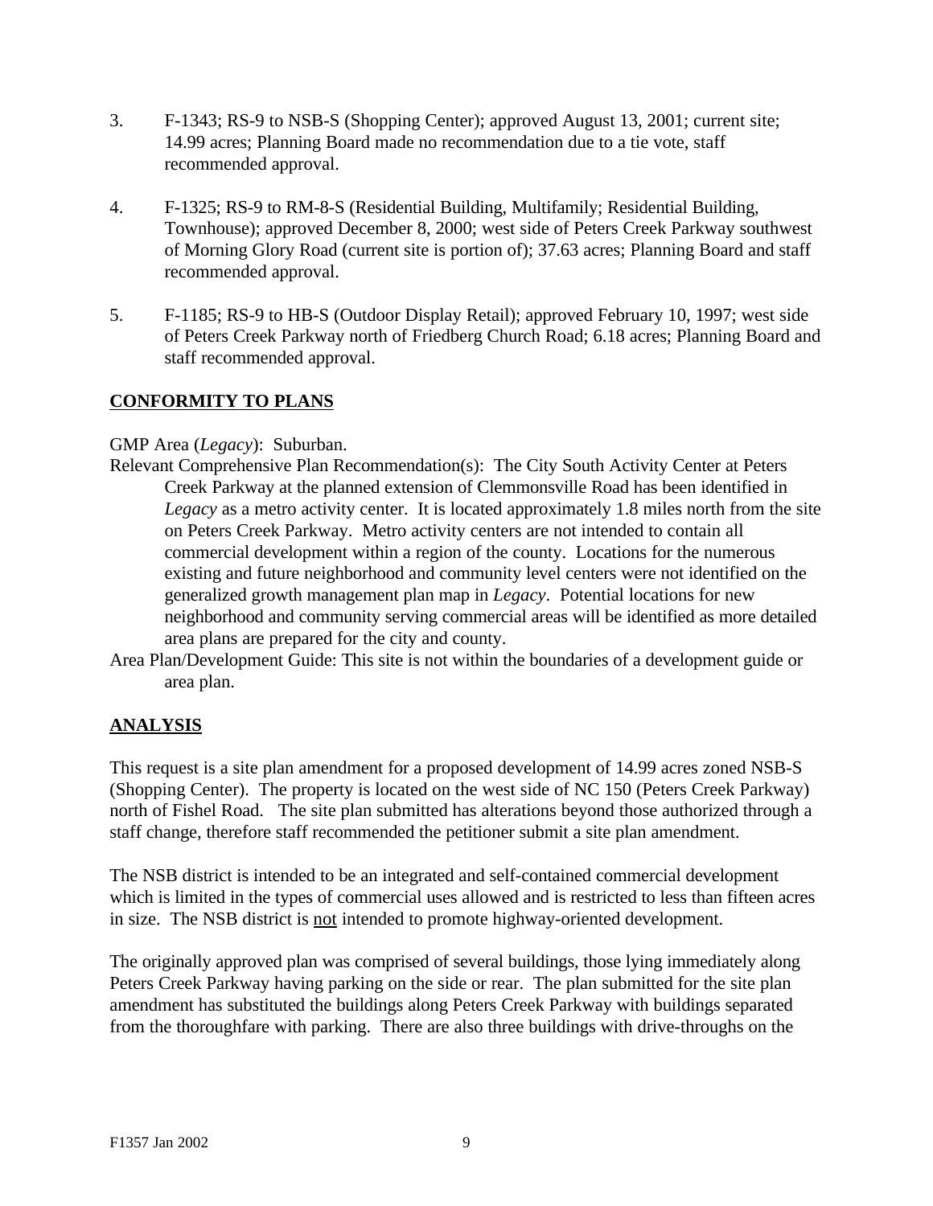3. F-1343; RS-9 to NSB-S (Shopping Center); approved August 13, 2001; current site; 14.99 acres; Planning Board made no recommendation due to a tie vote, staff recommended approval.

4. F-1325; RS-9 to RM-8-S (Residential Building, Multifamily; Residential Building, Townhouse); approved December 8, 2000; west side of Peters Creek Parkway southwest of Morning Glory Road (current site is portion of); 37.63 acres; Planning Board and staff recommended approval.

5. F-1185; RS-9 to HB-S (Outdoor Display Retail); approved February 10, 1997; west side of Peters Creek Parkway north of Friedberg Church Road; 6.18 acres; Planning Board and staff recommended approval.

## CONFORMITY TO PLANS

GMP Area (*Legacy*): Suburban.

Relevant Comprehensive Plan Recommendation(s): The City South Activity Center at Peters Creek Parkway at the planned extension of Clemmonsville Road has been identified in *Legacy* as a metro activity center. It is located approximately 1.8 miles north from the site on Peters Creek Parkway. Metro activity centers are not intended to contain all commercial development within a region of the county. Locations for the numerous existing and future neighborhood and community level centers were not identified on the generalized growth management plan map in *Legacy*. Potential locations for new neighborhood and community serving commercial areas will be identified as more detailed area plans are prepared for the city and county.

Area Plan/Development Guide: This site is not within the boundaries of a development guide or area plan.

## ANALYSIS

This request is a site plan amendment for a proposed development of 14.99 acres zoned NSB-S (Shopping Center). The property is located on the west side of NC 150 (Peters Creek Parkway) north of Fishel Road. The site plan submitted has alterations beyond those authorized through a staff change, therefore staff recommended the petitioner submit a site plan amendment.

The NSB district is intended to be an integrated and self-contained commercial development which is limited in the types of commercial uses allowed and is restricted to less than fifteen acres in size. The NSB district is not intended to promote highway-oriented development.

The originally approved plan was comprised of several buildings, those lying immediately along Peters Creek Parkway having parking on the side or rear. The plan submitted for the site plan amendment has substituted the buildings along Peters Creek Parkway with buildings separated from the thoroughfare with parking. There are also three buildings with drive-throughs on the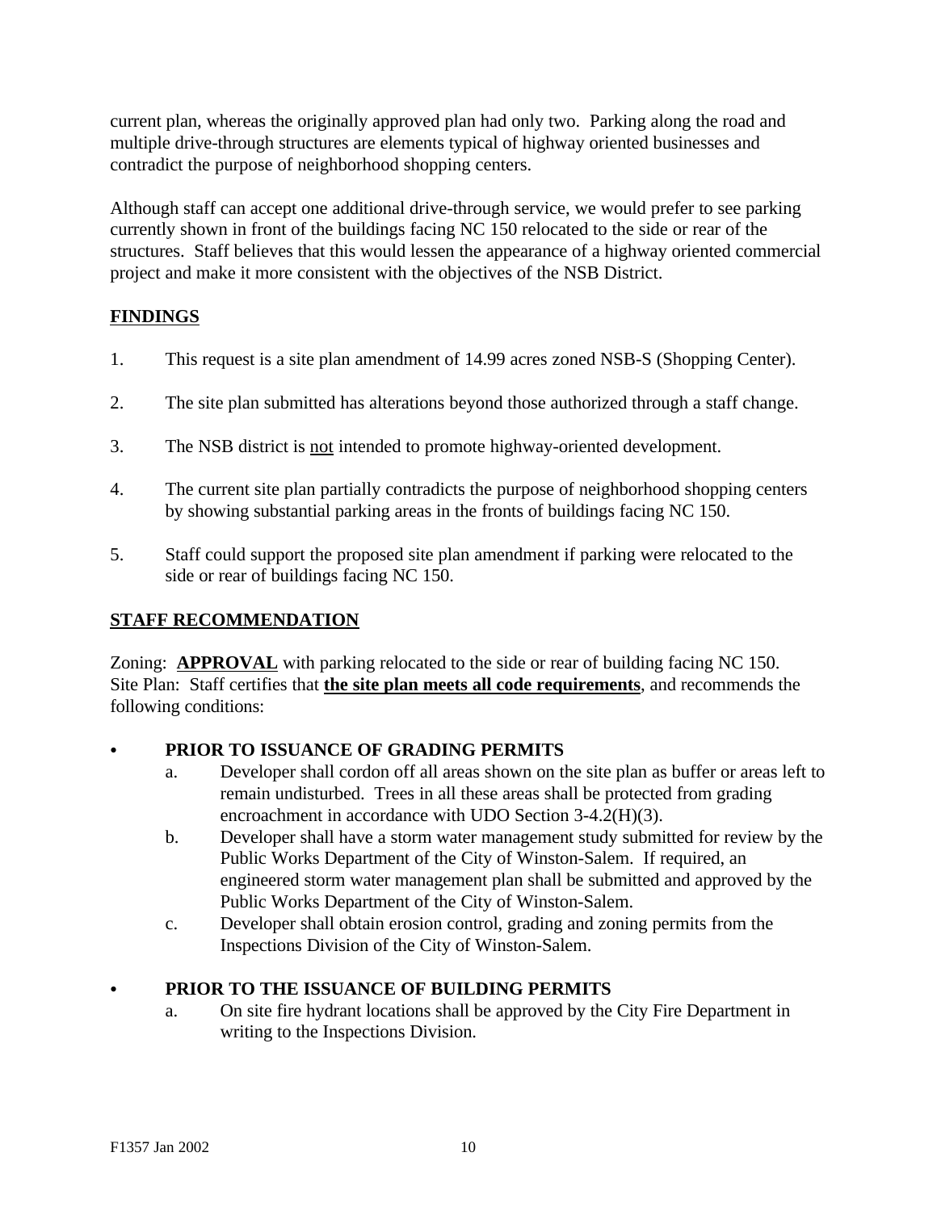current plan, whereas the originally approved plan had only two. Parking along the road and multiple drive-through structures are elements typical of highway oriented businesses and contradict the purpose of neighborhood shopping centers.

Although staff can accept one additional drive-through service, we would prefer to see parking currently shown in front of the buildings facing NC 150 relocated to the side or rear of the structures. Staff believes that this would lessen the appearance of a highway oriented commercial project and make it more consistent with the objectives of the NSB District.

## FINDINGS

1. This request is a site plan amendment of 14.99 acres zoned NSB-S (Shopping Center).

2. The site plan submitted has alterations beyond those authorized through a staff change.

3. The NSB district is not intended to promote highway-oriented development.

4. The current site plan partially contradicts the purpose of neighborhood shopping centers by showing substantial parking areas in the fronts of buildings facing NC 150.

5. Staff could support the proposed site plan amendment if parking were relocated to the side or rear of buildings facing NC 150.

## STAFF RECOMMENDATION

Zoning: **APPROVAL** with parking relocated to the side or rear of building facing NC 150.
Site Plan: Staff certifies that **the site plan meets all code requirements**, and recommends the following conditions:

- **PRIOR TO ISSUANCE OF GRADING PERMITS**
  a. Developer shall cordon off all areas shown on the site plan as buffer or areas left to remain undisturbed. Trees in all these areas shall be protected from grading encroachment in accordance with UDO Section 3-4.2(H)(3).
  b. Developer shall have a storm water management study submitted for review by the Public Works Department of the City of Winston-Salem. If required, an engineered storm water management plan shall be submitted and approved by the Public Works Department of the City of Winston-Salem.
  c. Developer shall obtain erosion control, grading and zoning permits from the Inspections Division of the City of Winston-Salem.

- **PRIOR TO THE ISSUANCE OF BUILDING PERMITS**
  a. On site fire hydrant locations shall be approved by the City Fire Department in writing to the Inspections Division.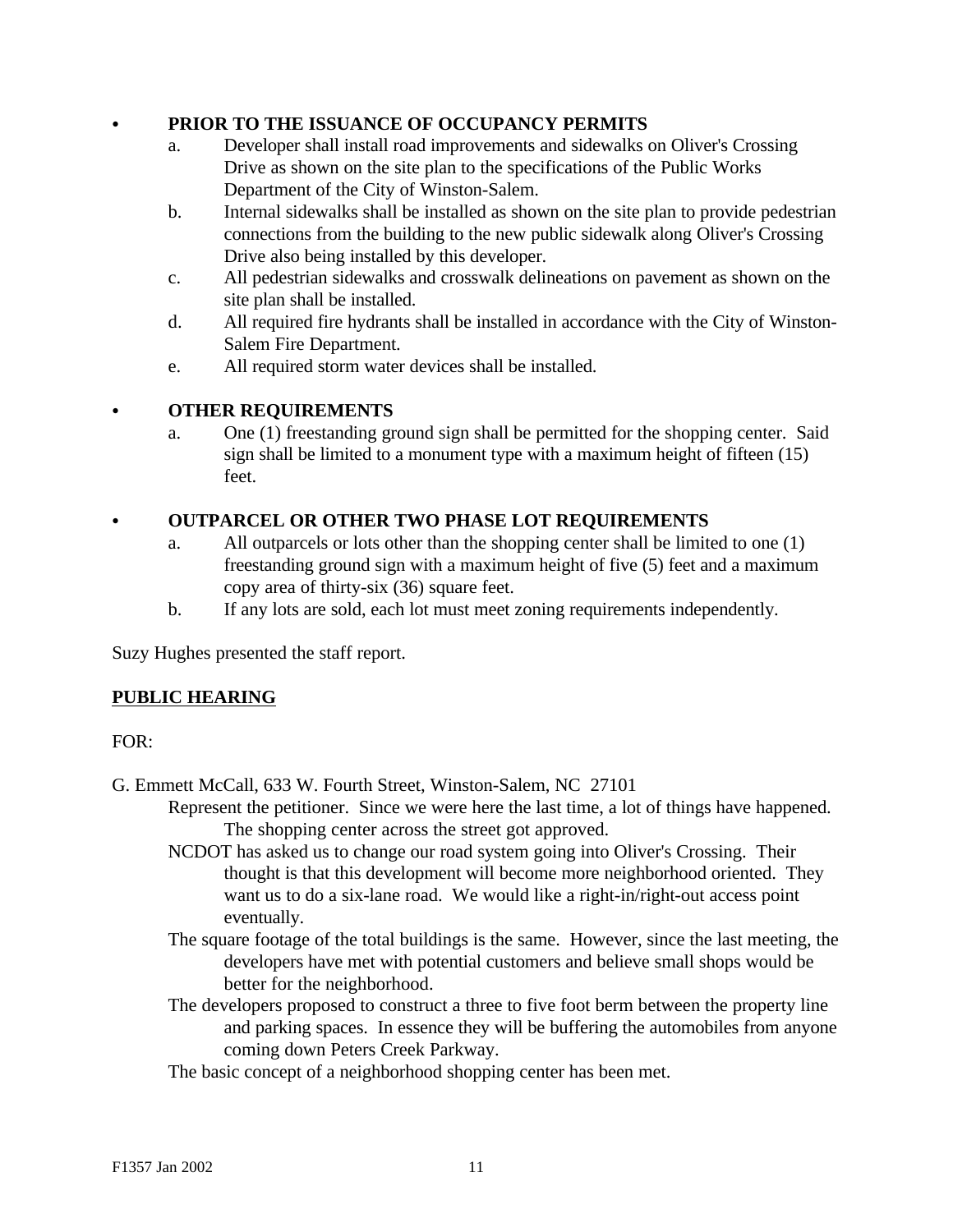- **PRIOR TO THE ISSUANCE OF OCCUPANCY PERMITS**
  - a. Developer shall install road improvements and sidewalks on Oliver's Crossing Drive as shown on the site plan to the specifications of the Public Works Department of the City of Winston-Salem.
  - b. Internal sidewalks shall be installed as shown on the site plan to provide pedestrian connections from the building to the new public sidewalk along Oliver's Crossing Drive also being installed by this developer.
  - c. All pedestrian sidewalks and crosswalk delineations on pavement as shown on the site plan shall be installed.
  - d. All required fire hydrants shall be installed in accordance with the City of Winston-Salem Fire Department.
  - e. All required storm water devices shall be installed.

- **OTHER REQUIREMENTS**
  - a. One (1) freestanding ground sign shall be permitted for the shopping center. Said sign shall be limited to a monument type with a maximum height of fifteen (15) feet.

- **OUTPARCEL OR OTHER TWO PHASE LOT REQUIREMENTS**
  - a. All outparcels or lots other than the shopping center shall be limited to one (1) freestanding ground sign with a maximum height of five (5) feet and a maximum copy area of thirty-six (36) square feet.
  - b. If any lots are sold, each lot must meet zoning requirements independently.

Suzy Hughes presented the staff report.

**<u>PUBLIC HEARING</u>**

FOR:

G. Emmett McCall, 633 W. Fourth Street, Winston-Salem, NC 27101

- Represent the petitioner. Since we were here the last time, a lot of things have happened. The shopping center across the street got approved.
- NCDOT has asked us to change our road system going into Oliver's Crossing. Their thought is that this development will become more neighborhood oriented. They want us to do a six-lane road. We would like a right-in/right-out access point eventually.
- The square footage of the total buildings is the same. However, since the last meeting, the developers have met with potential customers and believe small shops would be better for the neighborhood.
- The developers proposed to construct a three to five foot berm between the property line and parking spaces. In essence they will be buffering the automobiles from anyone coming down Peters Creek Parkway.
- The basic concept of a neighborhood shopping center has been met.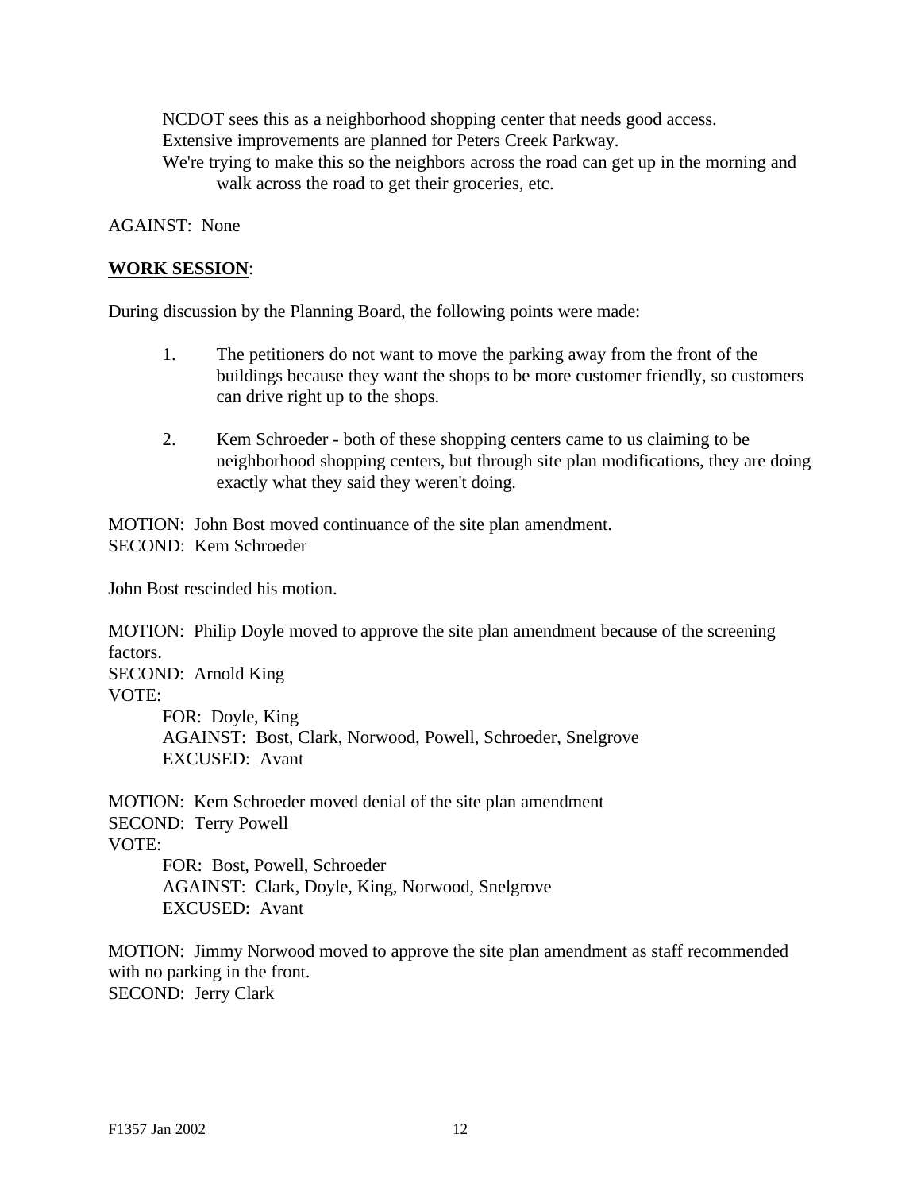NCDOT sees this as a neighborhood shopping center that needs good access.
Extensive improvements are planned for Peters Creek Parkway.
We're trying to make this so the neighbors across the road can get up in the morning and walk across the road to get their groceries, etc.

AGAINST: None

**WORK SESSION**:

During discussion by the Planning Board, the following points were made:

1. The petitioners do not want to move the parking away from the front of the buildings because they want the shops to be more customer friendly, so customers can drive right up to the shops.

2. Kem Schroeder - both of these shopping centers came to us claiming to be neighborhood shopping centers, but through site plan modifications, they are doing exactly what they said they weren't doing.

MOTION: John Bost moved continuance of the site plan amendment.
SECOND: Kem Schroeder

John Bost rescinded his motion.

MOTION: Philip Doyle moved to approve the site plan amendment because of the screening factors.
SECOND: Arnold King
VOTE:
FOR: Doyle, King
AGAINST: Bost, Clark, Norwood, Powell, Schroeder, Snelgrove
EXCUSED: Avant

MOTION: Kem Schroeder moved denial of the site plan amendment
SECOND: Terry Powell
VOTE:
FOR: Bost, Powell, Schroeder
AGAINST: Clark, Doyle, King, Norwood, Snelgrove
EXCUSED: Avant

MOTION: Jimmy Norwood moved to approve the site plan amendment as staff recommended with no parking in the front.
SECOND: Jerry Clark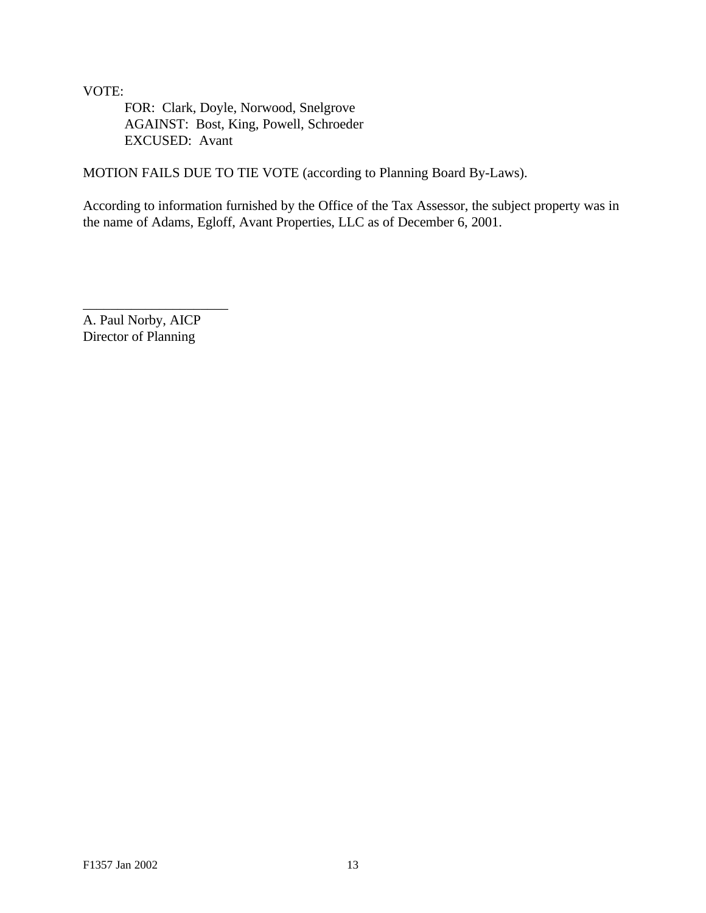VOTE:

FOR: Clark, Doyle, Norwood, Snelgrove
AGAINST: Bost, King, Powell, Schroeder
EXCUSED: Avant

MOTION FAILS DUE TO TIE VOTE (according to Planning Board By-Laws).

According to information furnished by the Office of the Tax Assessor, the subject property was in the name of Adams, Egloff, Avant Properties, LLC as of December 6, 2001.

\_\_\_\_\_\_\_\_\_\_\_\_\_\_\_\_\_\_\_\_\_\_

A. Paul Norby, AICP
Director of Planning